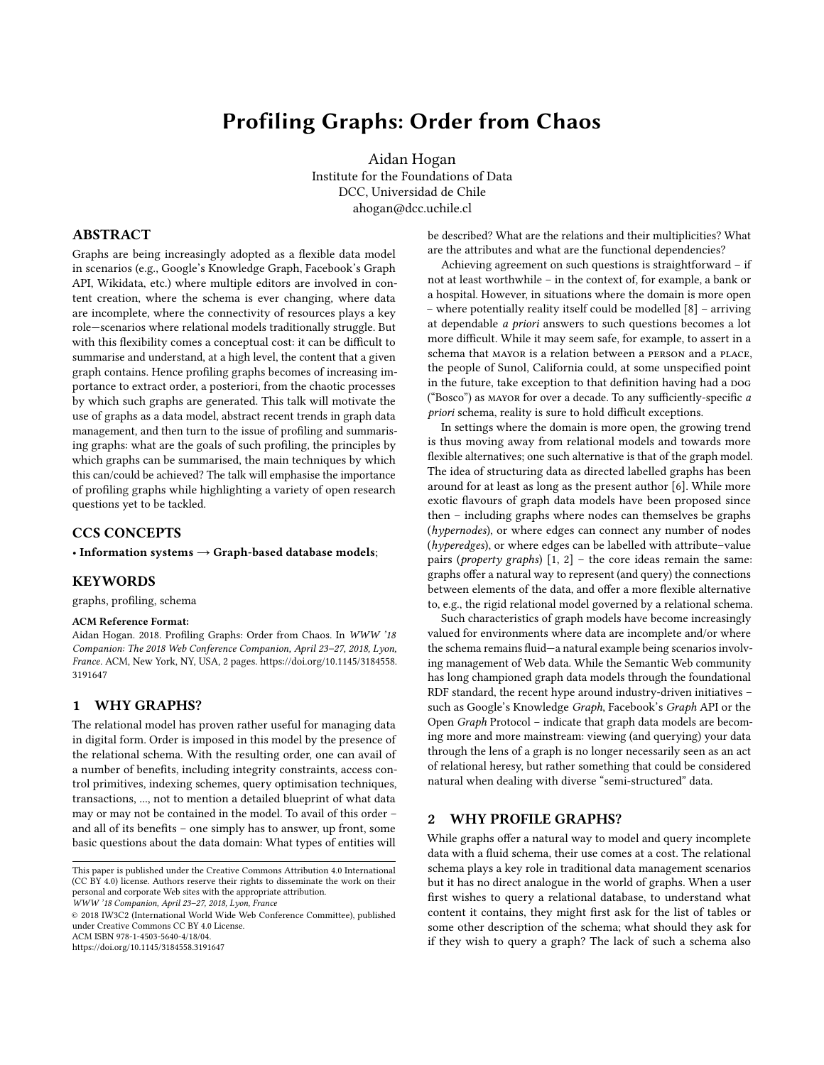# Profiling Graphs: Order from Chaos

Aidan Hogan
Institute for the Foundations of Data
DCC, Universidad de Chile
ahogan@dcc.uchile.cl

## ABSTRACT

Graphs are being increasingly adopted as a flexible data model in scenarios (e.g., Google's Knowledge Graph, Facebook's Graph API, Wikidata, etc.) where multiple editors are involved in content creation, where the schema is ever changing, where data are incomplete, where the connectivity of resources plays a key role—scenarios where relational models traditionally struggle. But with this flexibility comes a conceptual cost: it can be difficult to summarise and understand, at a high level, the content that a given graph contains. Hence profiling graphs becomes of increasing importance to extract order, a posteriori, from the chaotic processes by which such graphs are generated. This talk will motivate the use of graphs as a data model, abstract recent trends in graph data management, and then turn to the issue of profiling and summarising graphs: what are the goals of such profiling, the principles by which graphs can be summarised, the main techniques by which this can/could be achieved? The talk will emphasise the importance of profiling graphs while highlighting a variety of open research questions yet to be tackled.

## CCS CONCEPTS

• **Information systems → Graph-based database models**;

## KEYWORDS

graphs, profiling, schema

**ACM Reference Format:**
Aidan Hogan. 2018. Profiling Graphs: Order from Chaos. In *WWW '18 Companion: The 2018 Web Conference Companion, April 23–27, 2018, Lyon, France.* ACM, New York, NY, USA, 2 pages. https://doi.org/10.1145/3184558.3191647

## 1 WHY GRAPHS?

The relational model has proven rather useful for managing data in digital form. Order is imposed in this model by the presence of the relational schema. With the resulting order, one can avail of a number of benefits, including integrity constraints, access control primitives, indexing schemes, query optimisation techniques, transactions, ..., not to mention a detailed blueprint of what data may or may not be contained in the model. To avail of this order – and all of its benefits – one simply has to answer, up front, some basic questions about the data domain: What types of entities will be described? What are the relations and their multiplicities? What are the attributes and what are the functional dependencies?

Achieving agreement on such questions is straightforward – if not at least worthwhile – in the context of, for example, a bank or a hospital. However, in situations where the domain is more open – where potentially reality itself could be modelled [8] – arriving at dependable *a priori* answers to such questions becomes a lot more difficult. While it may seem safe, for example, to assert in a schema that MAYOR is a relation between a PERSON and a PLACE, the people of Sunol, California could, at some unspecified point in the future, take exception to that definition having had a DOG ("Bosco") as MAYOR for over a decade. To any sufficiently-specific *a priori* schema, reality is sure to hold difficult exceptions.

In settings where the domain is more open, the growing trend is thus moving away from relational models and towards more flexible alternatives; one such alternative is that of the graph model. The idea of structuring data as directed labelled graphs has been around for at least as long as the present author [6]. While more exotic flavours of graph data models have been proposed since then – including graphs where nodes can themselves be graphs (*hypernodes*), or where edges can connect any number of nodes (*hyperedges*), or where edges can be labelled with attribute–value pairs (*property graphs*) [1, 2] – the core ideas remain the same: graphs offer a natural way to represent (and query) the connections between elements of the data, and offer a more flexible alternative to, e.g., the rigid relational model governed by a relational schema.

Such characteristics of graph models have become increasingly valued for environments where data are incomplete and/or where the schema remains fluid—a natural example being scenarios involving management of Web data. While the Semantic Web community has long championed graph data models through the foundational RDF standard, the recent hype around industry-driven initiatives – such as Google's Knowledge *Graph*, Facebook's *Graph* API or the Open *Graph* Protocol – indicate that graph data models are becoming more and more mainstream: viewing (and querying) your data through the lens of a graph is no longer necessarily seen as an act of relational heresy, but rather something that could be considered natural when dealing with diverse "semi-structured" data.

## 2 WHY PROFILE GRAPHS?

While graphs offer a natural way to model and query incomplete data with a fluid schema, their use comes at a cost. The relational schema plays a key role in traditional data management scenarios but it has no direct analogue in the world of graphs. When a user first wishes to query a relational database, to understand what content it contains, they might first ask for the list of tables or some other description of the schema; what should they ask for if they wish to query a graph? The lack of such a schema also

This paper is published under the Creative Commons Attribution 4.0 International (CC BY 4.0) license. Authors reserve their rights to disseminate the work on their personal and corporate Web sites with the appropriate attribution.
*WWW '18 Companion, April 23–27, 2018, Lyon, France*
© 2018 IW3C2 (International World Wide Web Conference Committee), published under Creative Commons CC BY 4.0 License.
ACM ISBN 978-1-4503-5640-4/18/04.
https://doi.org/10.1145/3184558.3191647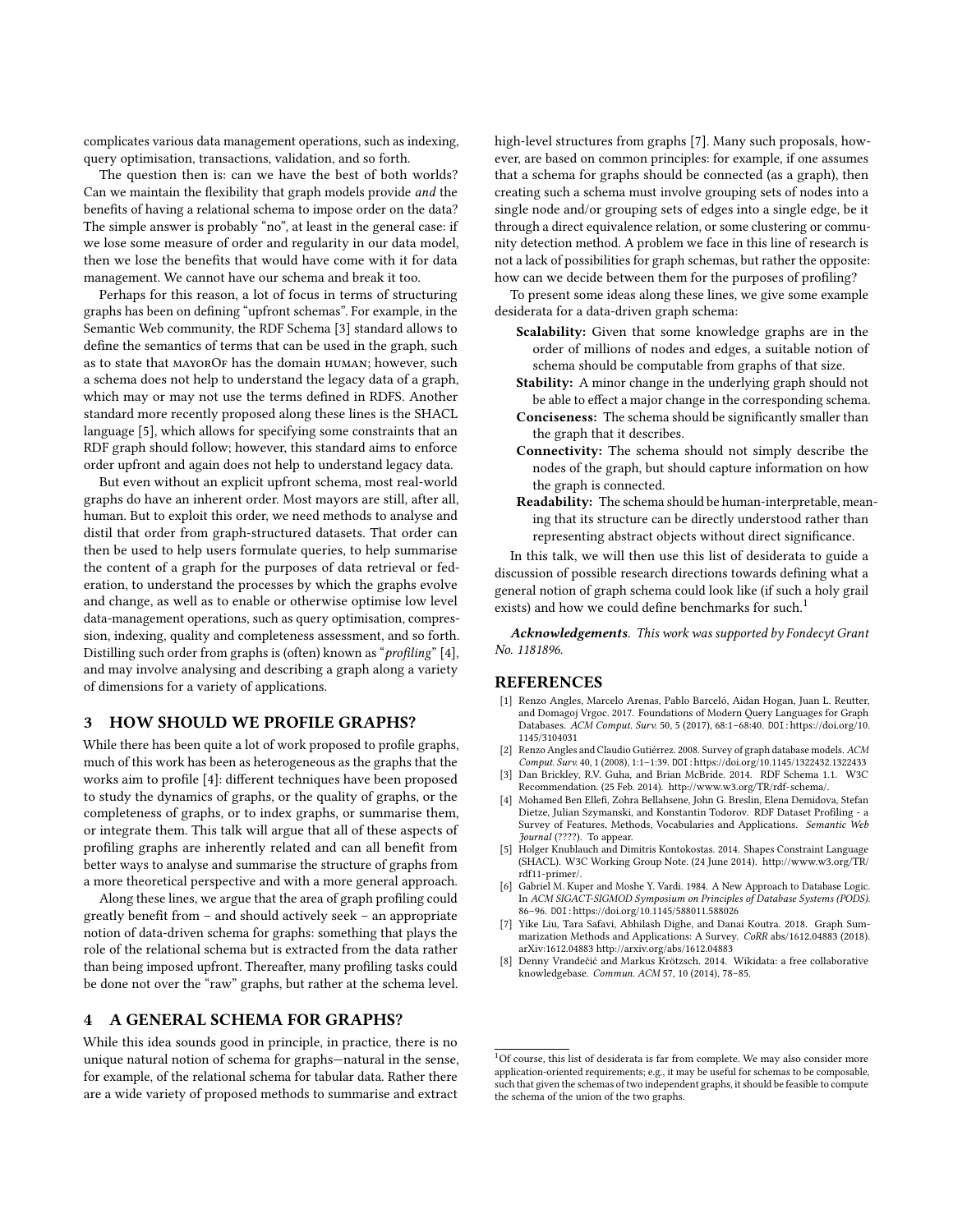complicates various data management operations, such as indexing, query optimisation, transactions, validation, and so forth.

The question then is: can we have the best of both worlds? Can we maintain the flexibility that graph models provide *and* the benefits of having a relational schema to impose order on the data? The simple answer is probably "no", at least in the general case: if we lose some measure of order and regularity in our data model, then we lose the benefits that would have come with it for data management. We cannot have our schema and break it too.

Perhaps for this reason, a lot of focus in terms of structuring graphs has been on defining "upfront schemas". For example, in the Semantic Web community, the RDF Schema [3] standard allows to define the semantics of terms that can be used in the graph, such as to state that MAYOROF has the domain HUMAN; however, such a schema does not help to understand the legacy data of a graph, which may or may not use the terms defined in RDFS. Another standard more recently proposed along these lines is the SHACL language [5], which allows for specifying some constraints that an RDF graph should follow; however, this standard aims to enforce order upfront and again does not help to understand legacy data.

But even without an explicit upfront schema, most real-world graphs do have an inherent order. Most mayors are still, after all, human. But to exploit this order, we need methods to analyse and distil that order from graph-structured datasets. That order can then be used to help users formulate queries, to help summarise the content of a graph for the purposes of data retrieval or federation, to understand the processes by which the graphs evolve and change, as well as to enable or otherwise optimise low level data-management operations, such as query optimisation, compression, indexing, quality and completeness assessment, and so forth. Distilling such order from graphs is (often) known as "*profiling*" [4], and may involve analysing and describing a graph along a variety of dimensions for a variety of applications.

## 3 HOW SHOULD WE PROFILE GRAPHS?

While there has been quite a lot of work proposed to profile graphs, much of this work has been as heterogeneous as the graphs that the works aim to profile [4]: different techniques have been proposed to study the dynamics of graphs, or the quality of graphs, or the completeness of graphs, or to index graphs, or summarise them, or integrate them. This talk will argue that all of these aspects of profiling graphs are inherently related and can all benefit from better ways to analyse and summarise the structure of graphs from a more theoretical perspective and with a more general approach.

Along these lines, we argue that the area of graph profiling could greatly benefit from – and should actively seek – an appropriate notion of data-driven schema for graphs: something that plays the role of the relational schema but is extracted from the data rather than being imposed upfront. Thereafter, many profiling tasks could be done not over the "raw" graphs, but rather at the schema level.

## 4 A GENERAL SCHEMA FOR GRAPHS?

While this idea sounds good in principle, in practice, there is no unique natural notion of schema for graphs—natural in the sense, for example, of the relational schema for tabular data. Rather there are a wide variety of proposed methods to summarise and extract high-level structures from graphs [7]. Many such proposals, however, are based on common principles: for example, if one assumes that a schema for graphs should be connected (as a graph), then creating such a schema must involve grouping sets of nodes into a single node and/or grouping sets of edges into a single edge, be it through a direct equivalence relation, or some clustering or community detection method. A problem we face in this line of research is not a lack of possibilities for graph schemas, but rather the opposite: how can we decide between them for the purposes of profiling?

To present some ideas along these lines, we give some example desiderata for a data-driven graph schema:

- **Scalability:** Given that some knowledge graphs are in the order of millions of nodes and edges, a suitable notion of schema should be computable from graphs of that size.
- **Stability:** A minor change in the underlying graph should not be able to effect a major change in the corresponding schema.
- **Conciseness:** The schema should be significantly smaller than the graph that it describes.
- **Connectivity:** The schema should not simply describe the nodes of the graph, but should capture information on how the graph is connected.
- **Readability:** The schema should be human-interpretable, meaning that its structure can be directly understood rather than representing abstract objects without direct significance.

In this talk, we will then use this list of desiderata to guide a discussion of possible research directions towards defining what a general notion of graph schema could look like (if such a holy grail exists) and how we could define benchmarks for such.[1]

***Acknowledgements**. This work was supported by Fondecyt Grant No. 1181896.*

## REFERENCES

[1] Renzo Angles, Marcelo Arenas, Pablo Barceló, Aidan Hogan, Juan L. Reutter, and Domagoj Vrgoc. 2017. Foundations of Modern Query Languages for Graph Databases. *ACM Comput. Surv.* 50, 5 (2017), 68:1–68:40. DOI: https://doi.org/10.1145/3104031

[2] Renzo Angles and Claudio Gutiérrez. 2008. Survey of graph database models. *ACM Comput. Surv.* 40, 1 (2008), 1:1–1:39. DOI: https://doi.org/10.1145/1322432.1322433

[3] Dan Brickley, R.V. Guha, and Brian McBride. 2014. RDF Schema 1.1. W3C Recommendation. (25 Feb. 2014). http://www.w3.org/TR/rdf-schema/.

[4] Mohamed Ben Ellefi, Zohra Bellahsene, John G. Breslin, Elena Demidova, Stefan Dietze, Julian Szymanski, and Konstantin Todorov. RDF Dataset Profiling - a Survey of Features, Methods, Vocabularies and Applications. *Semantic Web Journal* (????). To appear.

[5] Holger Knublauch and Dimitris Kontokostas. 2014. Shapes Constraint Language (SHACL). W3C Working Group Note. (24 June 2014). http://www.w3.org/TR/rdf11-primer/.

[6] Gabriel M. Kuper and Moshe Y. Vardi. 1984. A New Approach to Database Logic. In *ACM SIGACT-SIGMOD Symposium on Principles of Database Systems (PODS)*. 86–96. DOI: https://doi.org/10.1145/588011.588026

[7] Yike Liu, Tara Safavi, Abhilash Dighe, and Danai Koutra. 2018. Graph Summarization Methods and Applications: A Survey. *CoRR* abs/1612.04883 (2018). arXiv:1612.04883 http://arxiv.org/abs/1612.04883

[8] Denny Vrandečić and Markus Krötzsch. 2014. Wikidata: a free collaborative knowledgebase. *Commun. ACM* 57, 10 (2014), 78–85.

[1] Of course, this list of desiderata is far from complete. We may also consider more application-oriented requirements; e.g., it may be useful for schemas to be composable, such that given the schemas of two independent graphs, it should be feasible to compute the schema of the union of the two graphs.